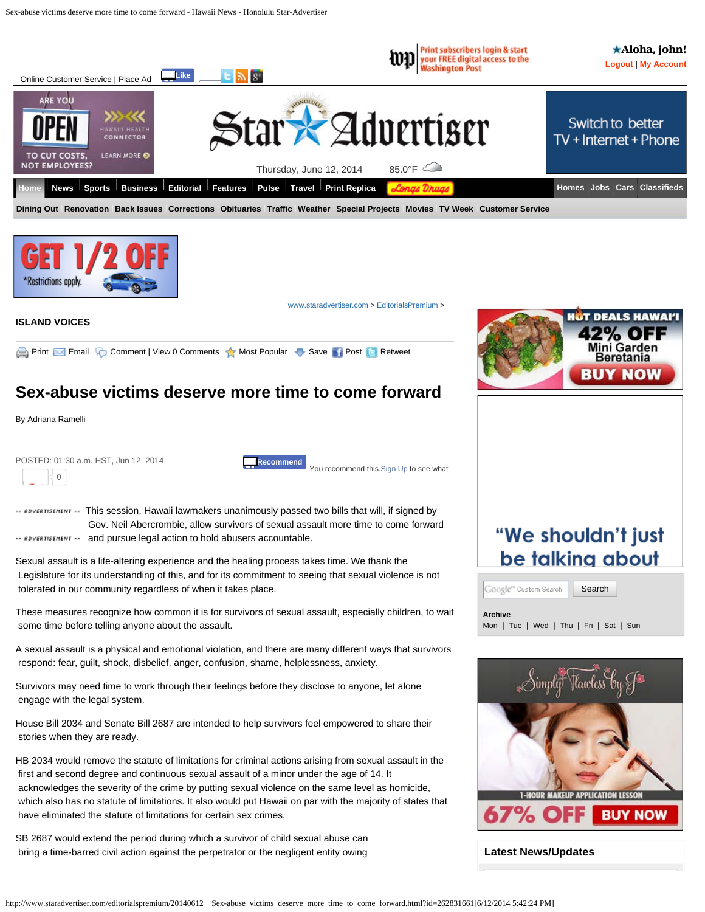ISLAND VOICES

# Sex-abuse victims deserve more time to come forward

By Adriana Ramelli

POSTED: 01:30 a.m. HST, Jun 12, 2014

This session, Hawaii lawmakers unanimously passed two bills that will, if signed by Gov. Neil Abercrombie, allow survivors of sexual assault more time to come forward and pursue legal action to hold abusers accountable.

Sexual assault is a life-altering experience and the healing process takes time. We thank the Legislature for its understanding of this, and for its commitment to seeing that sexual violence is not tolerated in our community regardless of when it takes place.

These measures recognize how common it is for survivors of sexual assault, especially children, to wait some time before telling anyone about the assault.

A sexual assault is a physical and emotional violation, and there are many different ways that survivors respond: fear, guilt, shock, disbelief, anger, confusion, shame, helplessness, anxiety.

Survivors may need time to work through their feelings before they disclose to anyone, let alone engage with the legal system.

House Bill 2034 and Senate Bill 2687 are intended to help survivors feel empowered to share their stories when they are ready.

HB 2034 would remove the statute of limitations for criminal actions arising from sexual assault in the first and second degree and continuous sexual assault of a minor under the age of 14. It acknowledges the severity of the crime by putting sexual violence on the same level as homicide, which also has no statute of limitations. It also would put Hawaii on par with the majority of states that have eliminated the statute of limitations for certain sex crimes.

SB 2687 would extend the period during which a survivor of child sexual abuse can bring a time-barred civil action against the perpetrator or the negligent entity owing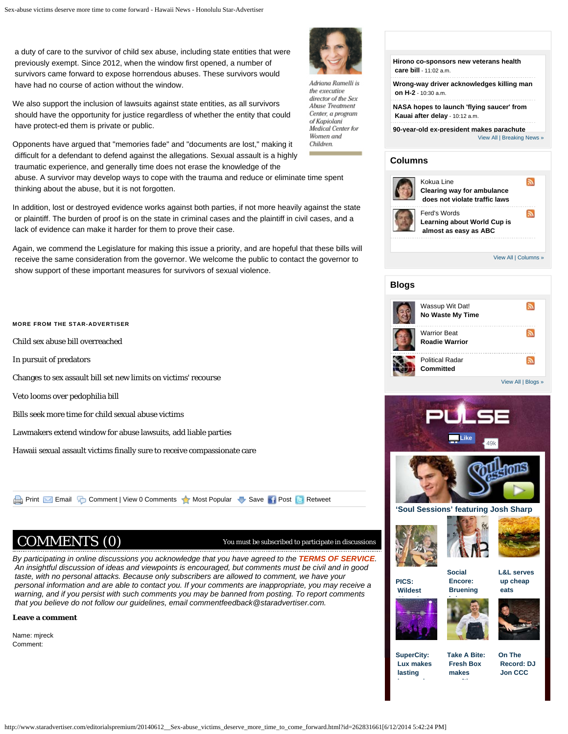a duty of care to the survivor of child sex abuse, including state entities that were previously exempt. Since 2012, when the window first opened, a number of survivors came forward to expose horrendous abuses. These survivors would have had no course of action without the window.

*Adriana Ramelli is the executive director of the Sex Abuse Treatment Center, a program of Kapiolani Medical Center for Women and Children.*

We also support the inclusion of lawsuits against state entities, as all survivors should have the opportunity for justice regardless of whether the entity that could have protect-ed them is private or public.

Opponents have argued that "memories fade" and "documents are lost," making it difficult for a defendant to defend against the allegations. Sexual assault is a highly traumatic experience, and generally time does not erase the knowledge of the abuse. A survivor may develop ways to cope with the trauma and reduce or eliminate time spent thinking about the abuse, but it is not forgotten.

In addition, lost or destroyed evidence works against both parties, if not more heavily against the state or plaintiff. The burden of proof is on the state in criminal cases and the plaintiff in civil cases, and a lack of evidence can make it harder for them to prove their case.

Again, we commend the Legislature for making this issue a priority, and are hopeful that these bills will receive the same consideration from the governor. We welcome the public to contact the governor to show support of these important measures for survivors of sexual violence.

**MORE FROM THE STAR-ADVERTISER**

Child sex abuse bill overreached

In pursuit of predators

Changes to sex assault bill set new limits on victims' recourse

Veto looms over pedophilia bill

Bills seek more time for child sexual abuse victims

Lawmakers extend window for abuse lawsuits, add liable parties

Hawaii sexual assault victims finally sure to receive compassionate care

Print Email Comment | View 0 Comments Most Popular Save Post Retweet

## COMMENTS (0)

You must be subscribed to participate in discussions

*By participating in online discussions you acknowledge that you have agreed to the* ***TERMS OF SERVICE****. An insightful discussion of ideas and viewpoints is encouraged, but comments must be civil and in good taste, with no personal attacks. Because only subscribers are allowed to comment, we have your personal information and are able to contact you. If your comments are inappropriate, you may receive a warning, and if you persist with such comments you may be banned from posting. To report comments that you believe do not follow our guidelines, email commentfeedback@staradvertiser.com.*

**Leave a comment**

Name: mjreck
Comment:

**Hirono co-sponsors new veterans health care bill** - 11:02 a.m.

**Wrong-way driver acknowledges killing man on H-2** - 10:30 a.m.

**NASA hopes to launch 'flying saucer' from Kauai after delay** - 10:12 a.m.

**90-year-old ex-president makes parachute**

View All | Breaking News »

## Columns

Kokua Line
**Clearing way for ambulance does not violate traffic laws**

Ferd's Words
**Learning about World Cup is almost as easy as ABC**

View All | Columns »

## Blogs

Wassup Wit Dat!
**No Waste My Time**

Warrior Beat
**Roadie Warrior**

Political Radar
**Committed**

View All | Blogs »

PULSE

Like 49k

**'Soul Sessions' featuring Josh Sharp**

**PICS: Wildest**

**Social Encore: Bruening**

**L&L serves up cheap eats**

**SuperCity: Lux makes lasting**

**Take A Bite: Fresh Box makes**

**On The Record: DJ Jon CCC**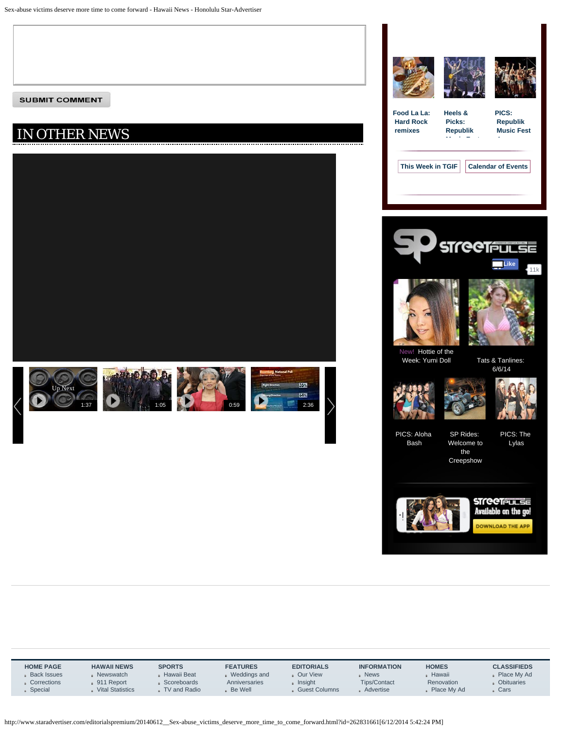SUBMIT COMMENT

# IN OTHER NEWS

Up Next 1:37

1:05

0:59

2:36

Food La La: Hard Rock remixes

Heels & Picks: Republik

PICS: Republik Music Fest

This Week in TGIF

Calendar of Events

Like 11k

New! Hottie of the Week: Yumi Doll

Tats & Tanlines: 6/6/14

PICS: Aloha Bash

SP Rides: Welcome to the Creepshow

PICS: The Lylas

DOWNLOAD THE APP

**HOME PAGE**
- Back Issues
- Corrections
- Special

**HAWAII NEWS**
- Newswatch
- 911 Report
- Vital Statistics

**SPORTS**
- Hawaii Beat
- Scoreboards
- TV and Radio

**FEATURES**
- Weddings and Anniversaries
- Be Well

**EDITORIALS**
- Our View
- Insight
- Guest Columns

**INFORMATION**
- News Tips/Contact
- Advertise

**HOMES**
- Hawaii Renovation
- Place My Ad

**CLASSIFIEDS**
- Place My Ad
- Obituaries
- Cars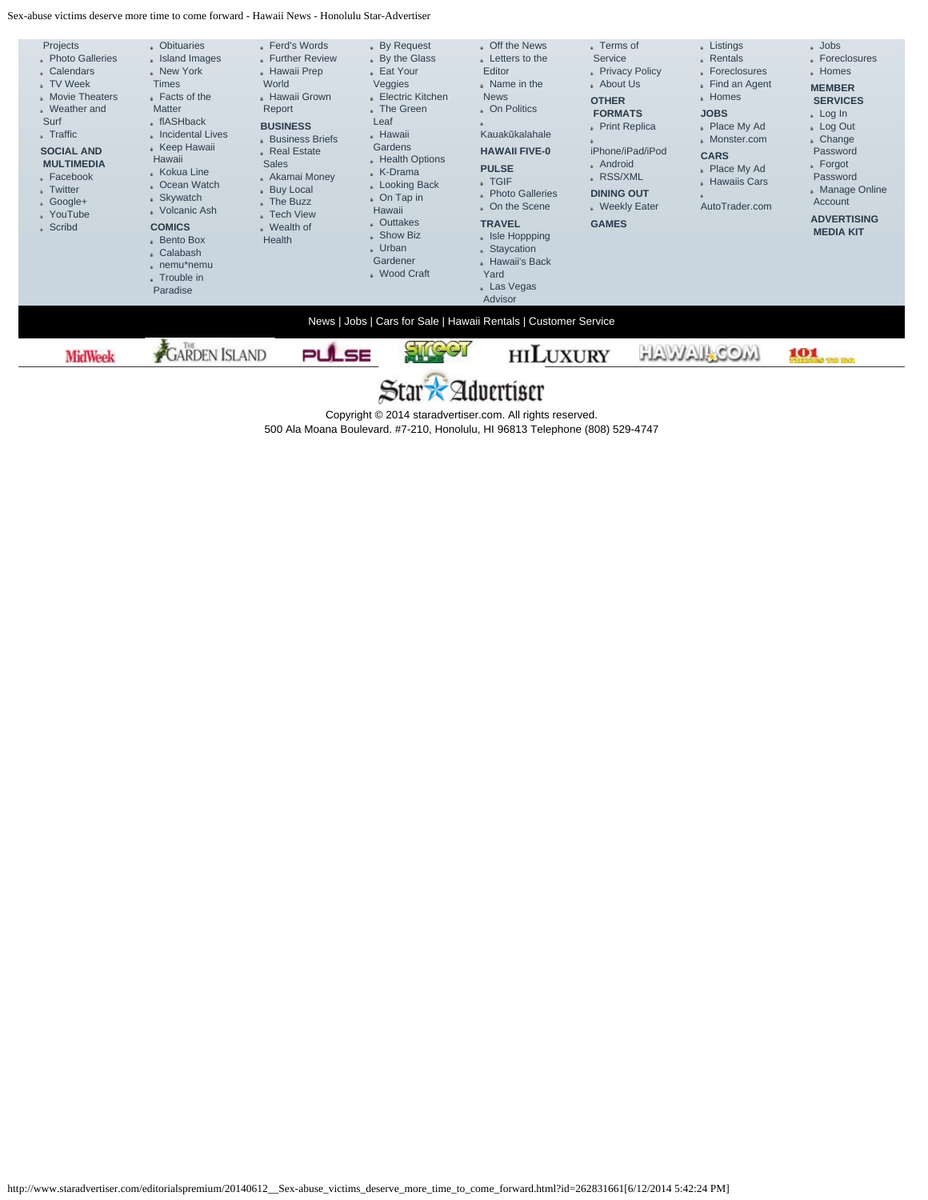Projects
- Photo Galleries
- Calendars
- TV Week
- Movie Theaters
- Weather and Surf
- Traffic

**SOCIAL AND MULTIMEDIA**
- Facebook
- Twitter
- Google+
- YouTube
- Scribd

- Obituaries
- Island Images
- New York Times
- Facts of the Matter
- flASHback
- Incidental Lives
- Keep Hawaii Hawaii
- Kokua Line
- Ocean Watch
- Skywatch
- Volcanic Ash

**COMICS**
- Bento Box
- Calabash
- nemu*nemu
- Trouble in Paradise

- Ferd's Words
- Further Review
- Hawaii Prep World
- Hawaii Grown Report

**BUSINESS**
- Business Briefs
- Real Estate Sales
- Akamai Money
- Buy Local
- The Buzz
- Tech View
- Wealth of Health

- By Request
- By the Glass
- Eat Your Veggies
- Electric Kitchen
- The Green Leaf
- Hawaii Gardens
- Health Options
- K-Drama
- Looking Back
- On Tap in Hawaii
- Outtakes
- Show Biz
- Urban Gardener
- Wood Craft

- Off the News
- Letters to the Editor
- Name in the News
- On Politics
- Kauakūkalahale

**HAWAII FIVE-0**

**PULSE**
- TGIF
- Photo Galleries
- On the Scene

**TRAVEL**
- Isle Hoppping
- Staycation
- Hawaii's Back Yard
- Las Vegas Advisor

- Terms of Service
- Privacy Policy
- About Us

**OTHER FORMATS**
- Print Replica
- iPhone/iPad/iPod
- Android
- RSS/XML

**DINING OUT**
- Weekly Eater

**GAMES**

- Listings
- Rentals
- Foreclosures
- Find an Agent
- Homes

**JOBS**
- Place My Ad
- Monster.com

**CARS**
- Place My Ad
- Hawaiis Cars
- AutoTrader.com

- Jobs
- Foreclosures
- Homes

**MEMBER SERVICES**
- Log In
- Log Out
- Change Password
- Forgot Password
- Manage Online Account

**ADVERTISING MEDIA KIT**

News | Jobs | Cars for Sale | Hawaii Rentals | Customer Service

MidWeek | The Garden Island | PULSE | Street Pulse | HILUXURY | HAWAII.COM | 101 Things To Do

Star Advertiser

Copyright © 2014 staradvertiser.com. All rights reserved.
500 Ala Moana Boulevard. #7-210, Honolulu, HI 96813 Telephone (808) 529-4747